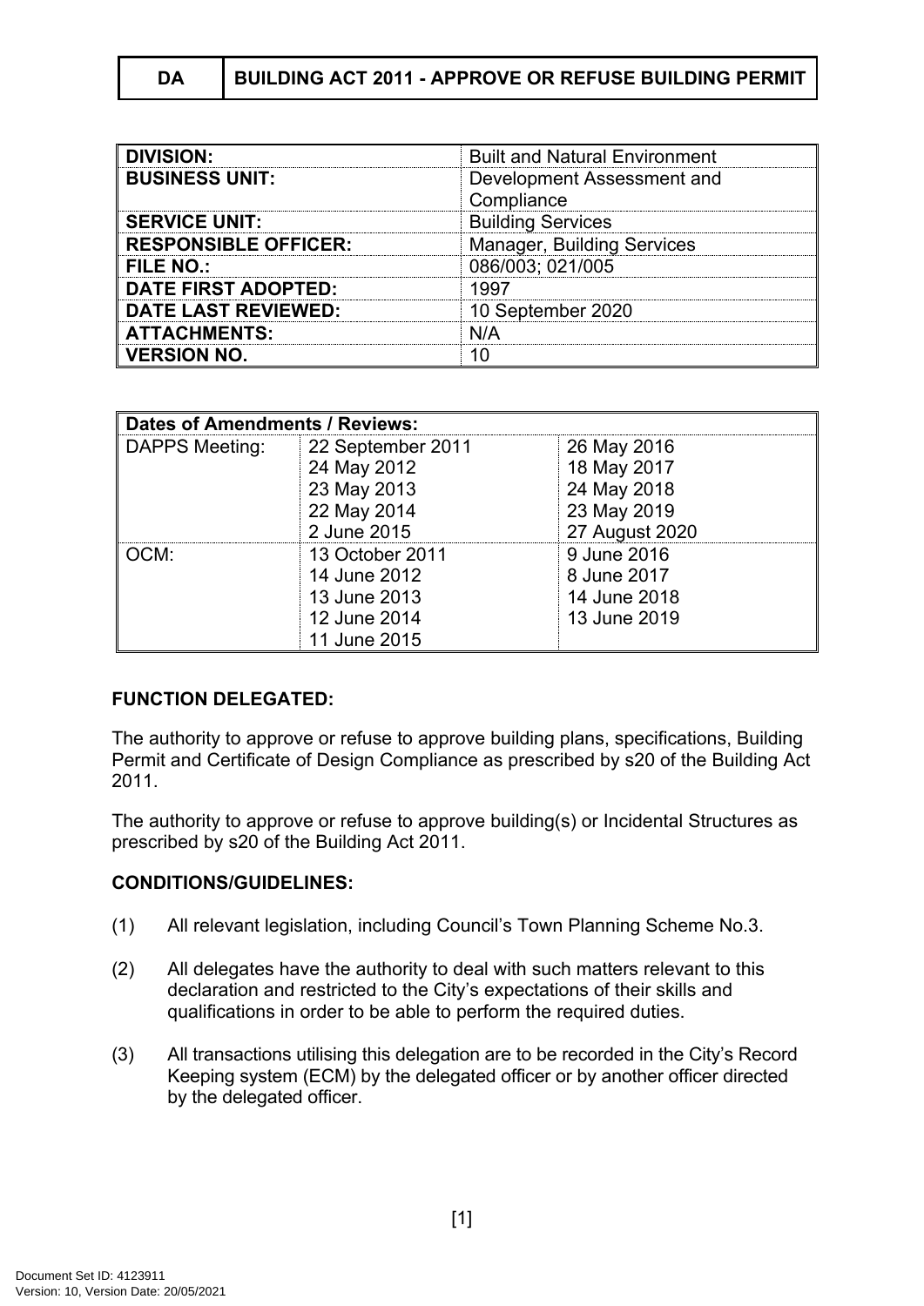| DA | BUILDING ACT 2011 - APPROVE OR REFUSE BUILDING PERMIT |
|---|---|

| | |
|---|---|
| **DIVISION:** | Built and Natural Environment |
| **BUSINESS UNIT:** | Development Assessment and Compliance |
| **SERVICE UNIT:** | Building Services |
| **RESPONSIBLE OFFICER:** | Manager, Building Services |
| **FILE NO.:** | 086/003; 021/005 |
| **DATE FIRST ADOPTED:** | 1997 |
| **DATE LAST REVIEWED:** | 10 September 2020 |
| **ATTACHMENTS:** | N/A |
| **VERSION NO.** | 10 |

| **Dates of Amendments / Reviews:** | | |
|---|---|---|
| DAPPS Meeting: | 22 September 2011<br>24 May 2012<br>23 May 2013<br>22 May 2014<br>2 June 2015 | 26 May 2016<br>18 May 2017<br>24 May 2018<br>23 May 2019<br>27 August 2020 |
| OCM: | 13 October 2011<br>14 June 2012<br>13 June 2013<br>12 June 2014<br>11 June 2015 | 9 June 2016<br>8 June 2017<br>14 June 2018<br>13 June 2019 |

**FUNCTION DELEGATED:**

The authority to approve or refuse to approve building plans, specifications, Building Permit and Certificate of Design Compliance as prescribed by s20 of the Building Act 2011.

The authority to approve or refuse to approve building(s) or Incidental Structures as prescribed by s20 of the Building Act 2011.

**CONDITIONS/GUIDELINES:**

(1) All relevant legislation, including Council's Town Planning Scheme No.3.

(2) All delegates have the authority to deal with such matters relevant to this declaration and restricted to the City's expectations of their skills and qualifications in order to be able to perform the required duties.

(3) All transactions utilising this delegation are to be recorded in the City's Record Keeping system (ECM) by the delegated officer or by another officer directed by the delegated officer.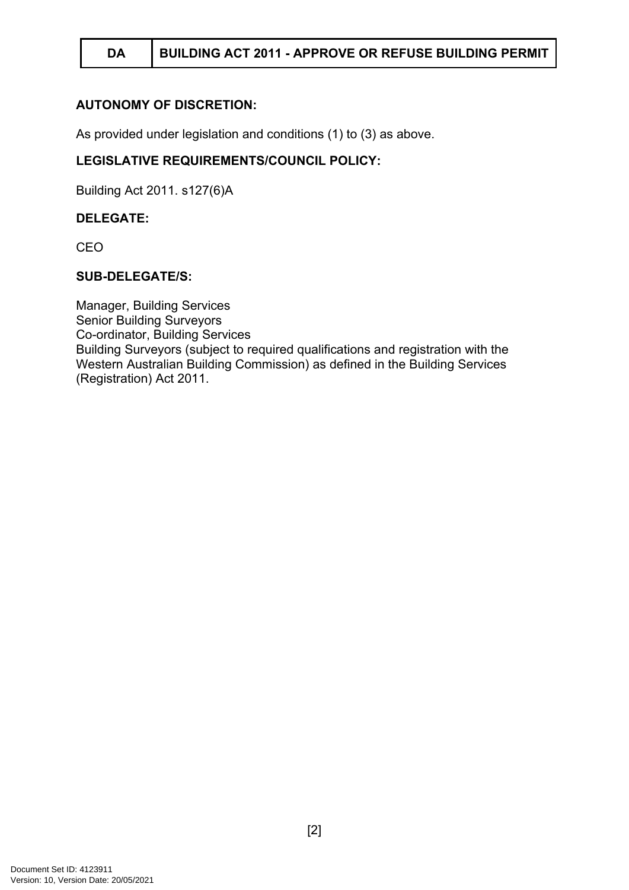| DA | BUILDING ACT 2011 - APPROVE OR REFUSE BUILDING PERMIT |
|---|---|

**AUTONOMY OF DISCRETION:**

As provided under legislation and conditions (1) to (3) as above.

**LEGISLATIVE REQUIREMENTS/COUNCIL POLICY:**

Building Act 2011. s127(6)A

**DELEGATE:**

CEO

**SUB-DELEGATE/S:**

Manager, Building Services
Senior Building Surveyors
Co-ordinator, Building Services
Building Surveyors (subject to required qualifications and registration with the Western Australian Building Commission) as defined in the Building Services (Registration) Act 2011.

Document Set ID: 4123911
Version: 10, Version Date: 20/05/2021